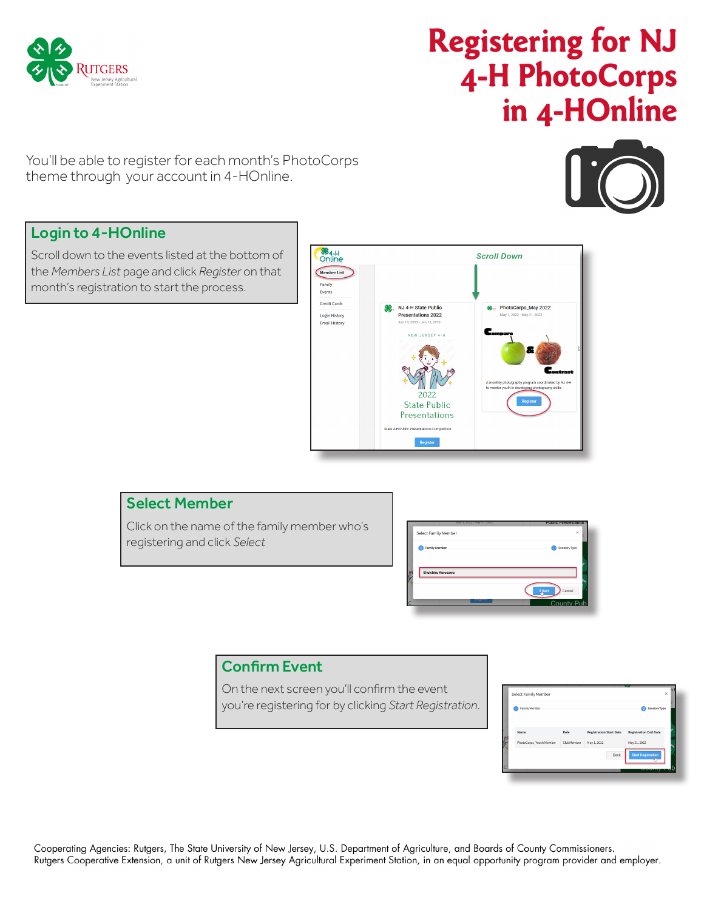# Registering for NJ 4-H PhotoCorps in 4-HOnline

You'll be able to register for each month's PhotoCorps theme through your account in 4-HOnline.

## Login to 4-HOnline

Scroll down to the events listed at the bottom of the *Members List* page and click *Register* on that month's registration to start the process.

## Select Member

Click on the name of the family member who's registering and click *Select*

## Confirm Event

On the next screen you'll confirm the event you're registering for by clicking *Start Registration.*

Cooperating Agencies: Rutgers, The State University of New Jersey, U.S. Department of Agriculture, and Boards of County Commissioners.
Rutgers Cooperative Extension, a unit of Rutgers New Jersey Agricultural Experiment Station, in an equal opportunity program provider and employer.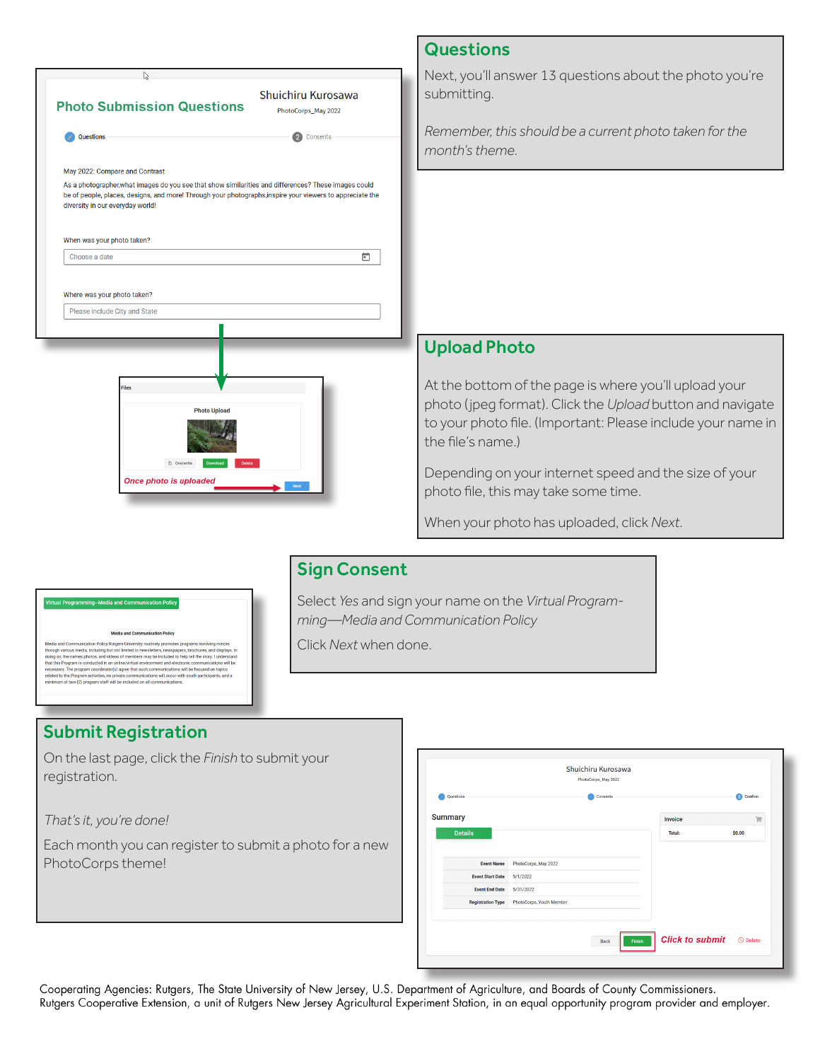## Questions

Next, you'll answer 13 questions about the photo you're submitting.

*Remember, this should be a current photo taken for the month's theme.*

## Upload Photo

At the bottom of the page is where you'll upload your photo (jpeg format). Click the *Upload* button and navigate to your photo file. (Important: Please include your name in the file's name.)

Depending on your internet speed and the size of your photo file, this may take some time.

When your photo has uploaded, click *Next*.

## Sign Consent

Select *Yes* and sign your name on the *Virtual Programming—Media and Communication Policy*

Click *Next* when done.

## Submit Registration

On the last page, click the *Finish* to submit your registration.

*That's it, you're done!*

Each month you can register to submit a photo for a new PhotoCorps theme!

Cooperating Agencies: Rutgers, The State University of New Jersey, U.S. Department of Agriculture, and Boards of County Commissioners. Rutgers Cooperative Extension, a unit of Rutgers New Jersey Agricultural Experiment Station, in an equal opportunity program provider and employer.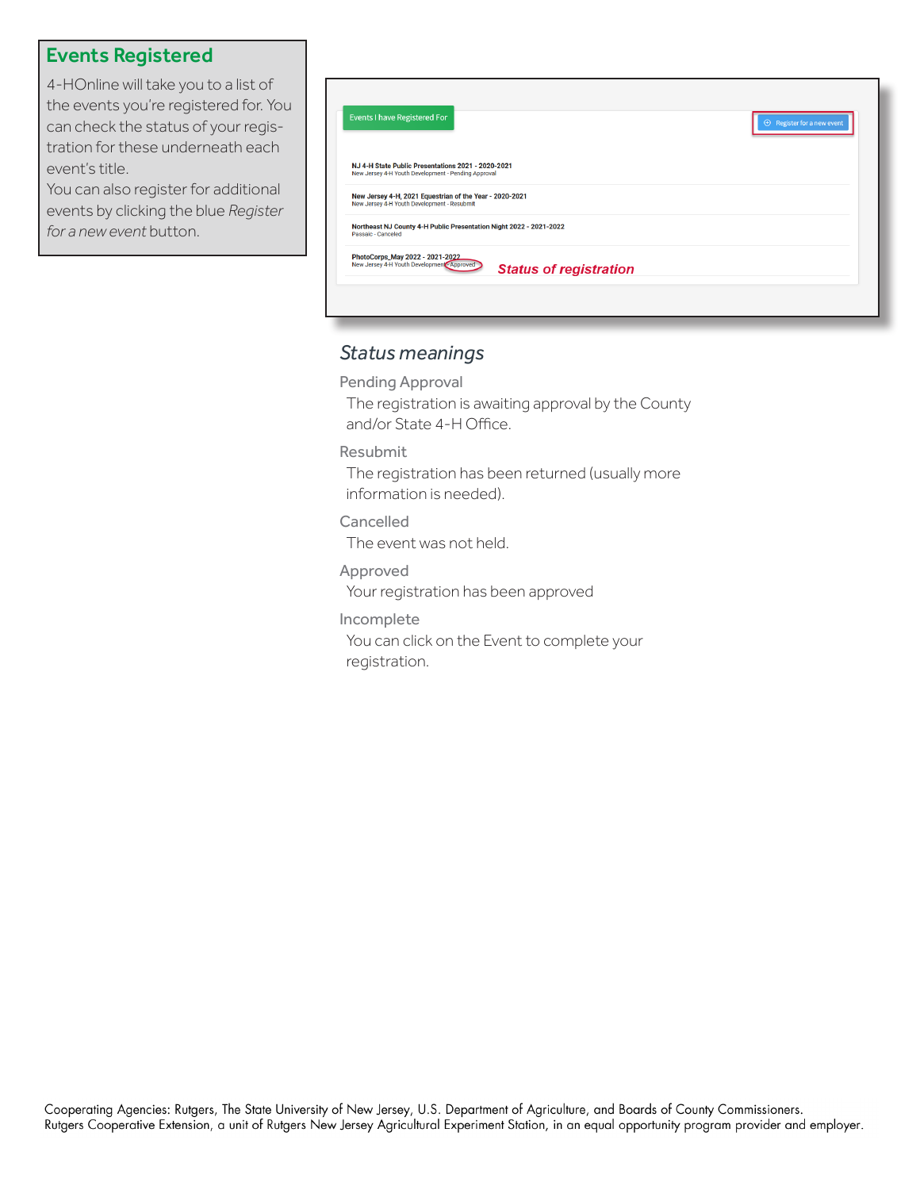## Events Registered

4-HOnline will take you to a list of the events you're registered for. You can check the status of your registration for these underneath each event's title.

You can also register for additional events by clicking the blue *Register for a new event* button.

Events I have Registered For

Register for a new event

NJ 4-H State Public Presentations 2021 - 2020-2021
New Jersey 4-H Youth Development - Pending Approval

New Jersey 4-H, 2021 Equestrian of the Year - 2020-2021
New Jersey 4-H Youth Development - Resubmit

Northeast NJ County 4-H Public Presentation Night 2022 - 2021-2022
Passaic - Canceled

PhotoCorps_May 2022 - 2021-2022
New Jersey 4-H Youth Development - Approved

Status of registration

### *Status meanings*

Pending Approval

The registration is awaiting approval by the County and/or State 4-H Office.

Resubmit

The registration has been returned (usually more information is needed).

Cancelled

The event was not held.

Approved

Your registration has been approved

Incomplete

You can click on the Event to complete your registration.

Cooperating Agencies: Rutgers, The State University of New Jersey, U.S. Department of Agriculture, and Boards of County Commissioners.
Rutgers Cooperative Extension, a unit of Rutgers New Jersey Agricultural Experiment Station, in an equal opportunity program provider and employer.